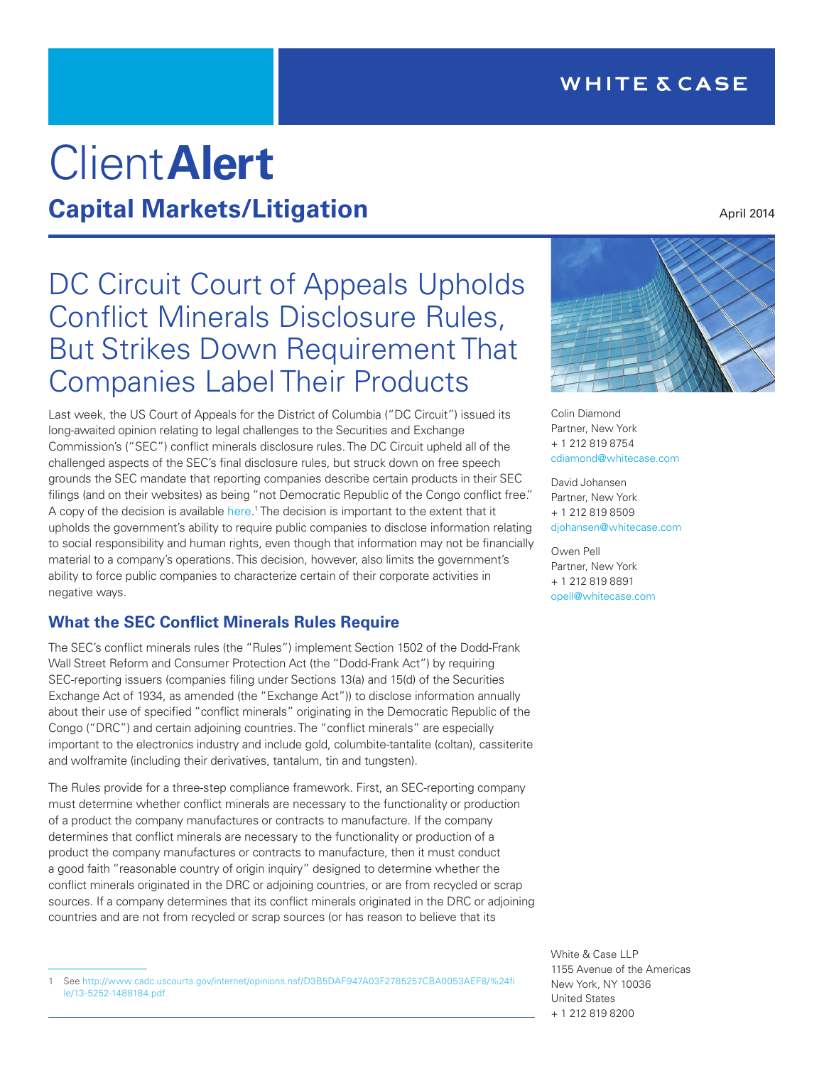WHITE & CASE

# Client**Alert**

## Capital Markets/Litigation

April 2014

# DC Circuit Court of Appeals Upholds Conflict Minerals Disclosure Rules, But Strikes Down Requirement That Companies Label Their Products

Last week, the US Court of Appeals for the District of Columbia ("DC Circuit") issued its long-awaited opinion relating to legal challenges to the Securities and Exchange Commission's ("SEC") conflict minerals disclosure rules. The DC Circuit upheld all of the challenged aspects of the SEC's final disclosure rules, but struck down on free speech grounds the SEC mandate that reporting companies describe certain products in their SEC filings (and on their websites) as being "not Democratic Republic of the Congo conflict free." A copy of the decision is available here.[1] The decision is important to the extent that it upholds the government's ability to require public companies to disclose information relating to social responsibility and human rights, even though that information may not be financially material to a company's operations. This decision, however, also limits the government's ability to force public companies to characterize certain of their corporate activities in negative ways.

Colin Diamond
Partner, New York
+ 1 212 819 8754
cdiamond@whitecase.com

David Johansen
Partner, New York
+ 1 212 819 8509
djohansen@whitecase.com

Owen Pell
Partner, New York
+ 1 212 819 8891
opell@whitecase.com

### What the SEC Conflict Minerals Rules Require

The SEC's conflict minerals rules (the "Rules") implement Section 1502 of the Dodd-Frank Wall Street Reform and Consumer Protection Act (the "Dodd-Frank Act") by requiring SEC-reporting issuers (companies filing under Sections 13(a) and 15(d) of the Securities Exchange Act of 1934, as amended (the "Exchange Act")) to disclose information annually about their use of specified "conflict minerals" originating in the Democratic Republic of the Congo ("DRC") and certain adjoining countries. The "conflict minerals" are especially important to the electronics industry and include gold, columbite-tantalite (coltan), cassiterite and wolframite (including their derivatives, tantalum, tin and tungsten).

The Rules provide for a three-step compliance framework. First, an SEC-reporting company must determine whether conflict minerals are necessary to the functionality or production of a product the company manufactures or contracts to manufacture. If the company determines that conflict minerals are necessary to the functionality or production of a product the company manufactures or contracts to manufacture, then it must conduct a good faith "reasonable country of origin inquiry" designed to determine whether the conflict minerals originated in the DRC or adjoining countries, or are from recycled or scrap sources. If a company determines that its conflict minerals originated in the DRC or adjoining countries and are not from recycled or scrap sources (or has reason to believe that its

1 See http://www.cadc.uscourts.gov/internet/opinions.nsf/D3B5DAF947A03F2785257CBA0053AEF8/%24file/13-5252-1488184.pdf.

White & Case LLP
1155 Avenue of the Americas
New York, NY 10036
United States
+ 1 212 819 8200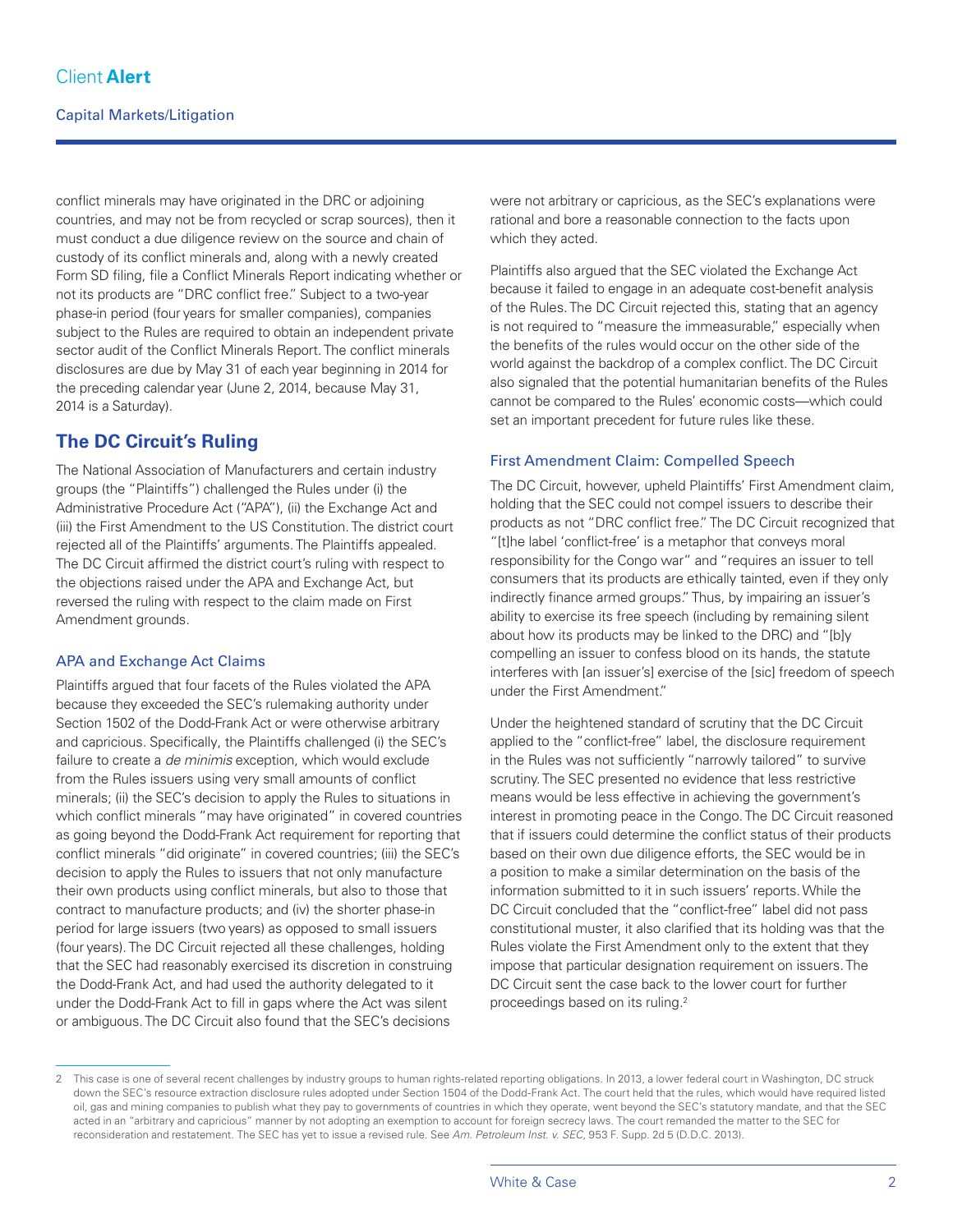conflict minerals may have originated in the DRC or adjoining countries, and may not be from recycled or scrap sources), then it must conduct a due diligence review on the source and chain of custody of its conflict minerals and, along with a newly created Form SD filing, file a Conflict Minerals Report indicating whether or not its products are "DRC conflict free." Subject to a two-year phase-in period (four years for smaller companies), companies subject to the Rules are required to obtain an independent private sector audit of the Conflict Minerals Report. The conflict minerals disclosures are due by May 31 of each year beginning in 2014 for the preceding calendar year (June 2, 2014, because May 31, 2014 is a Saturday).

## The DC Circuit's Ruling

The National Association of Manufacturers and certain industry groups (the "Plaintiffs") challenged the Rules under (i) the Administrative Procedure Act ("APA"), (ii) the Exchange Act and (iii) the First Amendment to the US Constitution. The district court rejected all of the Plaintiffs' arguments. The Plaintiffs appealed. The DC Circuit affirmed the district court's ruling with respect to the objections raised under the APA and Exchange Act, but reversed the ruling with respect to the claim made on First Amendment grounds.

### APA and Exchange Act Claims

Plaintiffs argued that four facets of the Rules violated the APA because they exceeded the SEC's rulemaking authority under Section 1502 of the Dodd-Frank Act or were otherwise arbitrary and capricious. Specifically, the Plaintiffs challenged (i) the SEC's failure to create a *de minimis* exception, which would exclude from the Rules issuers using very small amounts of conflict minerals; (ii) the SEC's decision to apply the Rules to situations in which conflict minerals "may have originated" in covered countries as going beyond the Dodd-Frank Act requirement for reporting that conflict minerals "did originate" in covered countries; (iii) the SEC's decision to apply the Rules to issuers that not only manufacture their own products using conflict minerals, but also to those that contract to manufacture products; and (iv) the shorter phase-in period for large issuers (two years) as opposed to small issuers (four years). The DC Circuit rejected all these challenges, holding that the SEC had reasonably exercised its discretion in construing the Dodd-Frank Act, and had used the authority delegated to it under the Dodd-Frank Act to fill in gaps where the Act was silent or ambiguous. The DC Circuit also found that the SEC's decisions were not arbitrary or capricious, as the SEC's explanations were rational and bore a reasonable connection to the facts upon which they acted.

Plaintiffs also argued that the SEC violated the Exchange Act because it failed to engage in an adequate cost-benefit analysis of the Rules. The DC Circuit rejected this, stating that an agency is not required to "measure the immeasurable," especially when the benefits of the rules would occur on the other side of the world against the backdrop of a complex conflict. The DC Circuit also signaled that the potential humanitarian benefits of the Rules cannot be compared to the Rules' economic costs—which could set an important precedent for future rules like these.

### First Amendment Claim: Compelled Speech

The DC Circuit, however, upheld Plaintiffs' First Amendment claim, holding that the SEC could not compel issuers to describe their products as not "DRC conflict free." The DC Circuit recognized that "[t]he label 'conflict-free' is a metaphor that conveys moral responsibility for the Congo war" and "requires an issuer to tell consumers that its products are ethically tainted, even if they only indirectly finance armed groups." Thus, by impairing an issuer's ability to exercise its free speech (including by remaining silent about how its products may be linked to the DRC) and "[b]y compelling an issuer to confess blood on its hands, the statute interferes with [an issuer's] exercise of the [sic] freedom of speech under the First Amendment."

Under the heightened standard of scrutiny that the DC Circuit applied to the "conflict-free" label, the disclosure requirement in the Rules was not sufficiently "narrowly tailored" to survive scrutiny. The SEC presented no evidence that less restrictive means would be less effective in achieving the government's interest in promoting peace in the Congo. The DC Circuit reasoned that if issuers could determine the conflict status of their products based on their own due diligence efforts, the SEC would be in a position to make a similar determination on the basis of the information submitted to it in such issuers' reports. While the DC Circuit concluded that the "conflict-free" label did not pass constitutional muster, it also clarified that its holding was that the Rules violate the First Amendment only to the extent that they impose that particular designation requirement on issuers. The DC Circuit sent the case back to the lower court for further proceedings based on its ruling.[2]

---

2 This case is one of several recent challenges by industry groups to human rights-related reporting obligations. In 2013, a lower federal court in Washington, DC struck down the SEC's resource extraction disclosure rules adopted under Section 1504 of the Dodd-Frank Act. The court held that the rules, which would have required listed oil, gas and mining companies to publish what they pay to governments of countries in which they operate, went beyond the SEC's statutory mandate, and that the SEC acted in an "arbitrary and capricious" manner by not adopting an exemption to account for foreign secrecy laws. The court remanded the matter to the SEC for reconsideration and restatement. The SEC has yet to issue a revised rule. See *Am. Petroleum Inst. v. SEC*, 953 F. Supp. 2d 5 (D.D.C. 2013).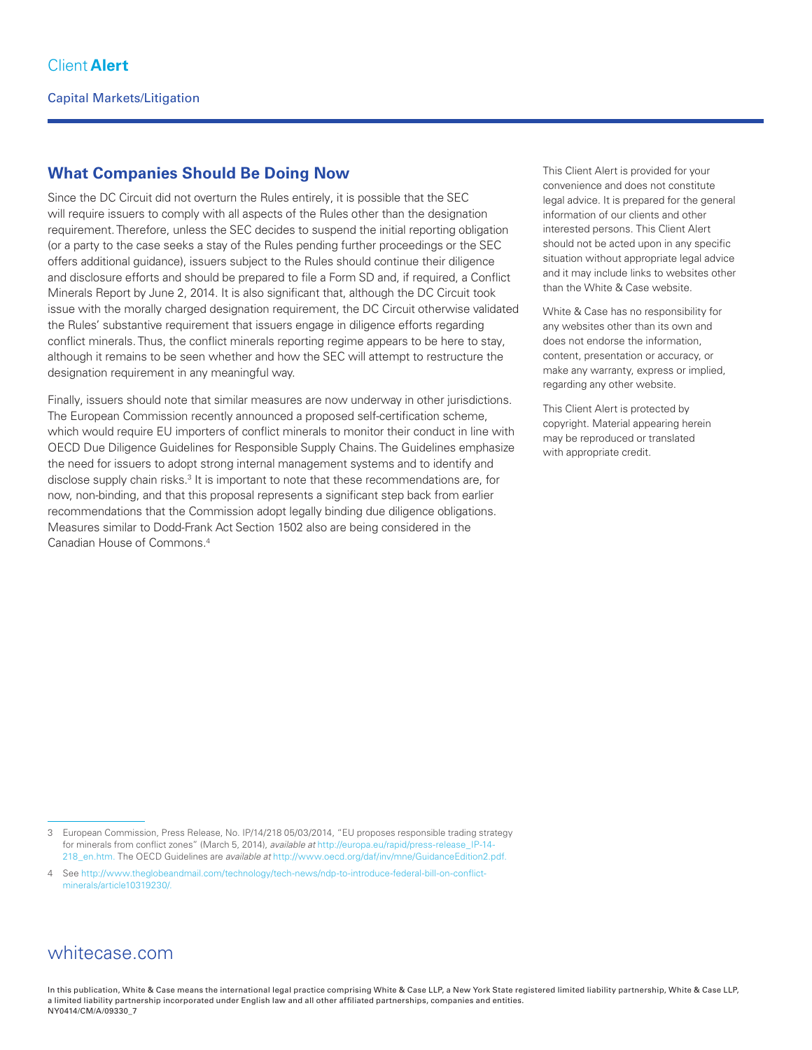## What Companies Should Be Doing Now

Since the DC Circuit did not overturn the Rules entirely, it is possible that the SEC will require issuers to comply with all aspects of the Rules other than the designation requirement. Therefore, unless the SEC decides to suspend the initial reporting obligation (or a party to the case seeks a stay of the Rules pending further proceedings or the SEC offers additional guidance), issuers subject to the Rules should continue their diligence and disclosure efforts and should be prepared to file a Form SD and, if required, a Conflict Minerals Report by June 2, 2014. It is also significant that, although the DC Circuit took issue with the morally charged designation requirement, the DC Circuit otherwise validated the Rules' substantive requirement that issuers engage in diligence efforts regarding conflict minerals. Thus, the conflict minerals reporting regime appears to be here to stay, although it remains to be seen whether and how the SEC will attempt to restructure the designation requirement in any meaningful way.

Finally, issuers should note that similar measures are now underway in other jurisdictions. The European Commission recently announced a proposed self-certification scheme, which would require EU importers of conflict minerals to monitor their conduct in line with OECD Due Diligence Guidelines for Responsible Supply Chains. The Guidelines emphasize the need for issuers to adopt strong internal management systems and to identify and disclose supply chain risks.[3] It is important to note that these recommendations are, for now, non-binding, and that this proposal represents a significant step back from earlier recommendations that the Commission adopt legally binding due diligence obligations. Measures similar to Dodd-Frank Act Section 1502 also are being considered in the Canadian House of Commons.[4]

This Client Alert is provided for your convenience and does not constitute legal advice. It is prepared for the general information of our clients and other interested persons. This Client Alert should not be acted upon in any specific situation without appropriate legal advice and it may include links to websites other than the White & Case website.

White & Case has no responsibility for any websites other than its own and does not endorse the information, content, presentation or accuracy, or make any warranty, express or implied, regarding any other website.

This Client Alert is protected by copyright. Material appearing herein may be reproduced or translated with appropriate credit.

---

3 European Commission, Press Release, No. IP/14/218 05/03/2014, "EU proposes responsible trading strategy for minerals from conflict zones" (March 5, 2014), *available at* http://europa.eu/rapid/press-release_IP-14-218_en.htm. The OECD Guidelines are *available at* http://www.oecd.org/daf/inv/mne/GuidanceEdition2.pdf.

4 See http://www.theglobeandmail.com/technology/tech-news/ndp-to-introduce-federal-bill-on-conflict-minerals/article10319230/.

whitecase.com

In this publication, White & Case means the international legal practice comprising White & Case LLP, a New York State registered limited liability partnership, White & Case LLP, a limited liability partnership incorporated under English law and all other affiliated partnerships, companies and entities.
NY0414/CM/A/09330_7